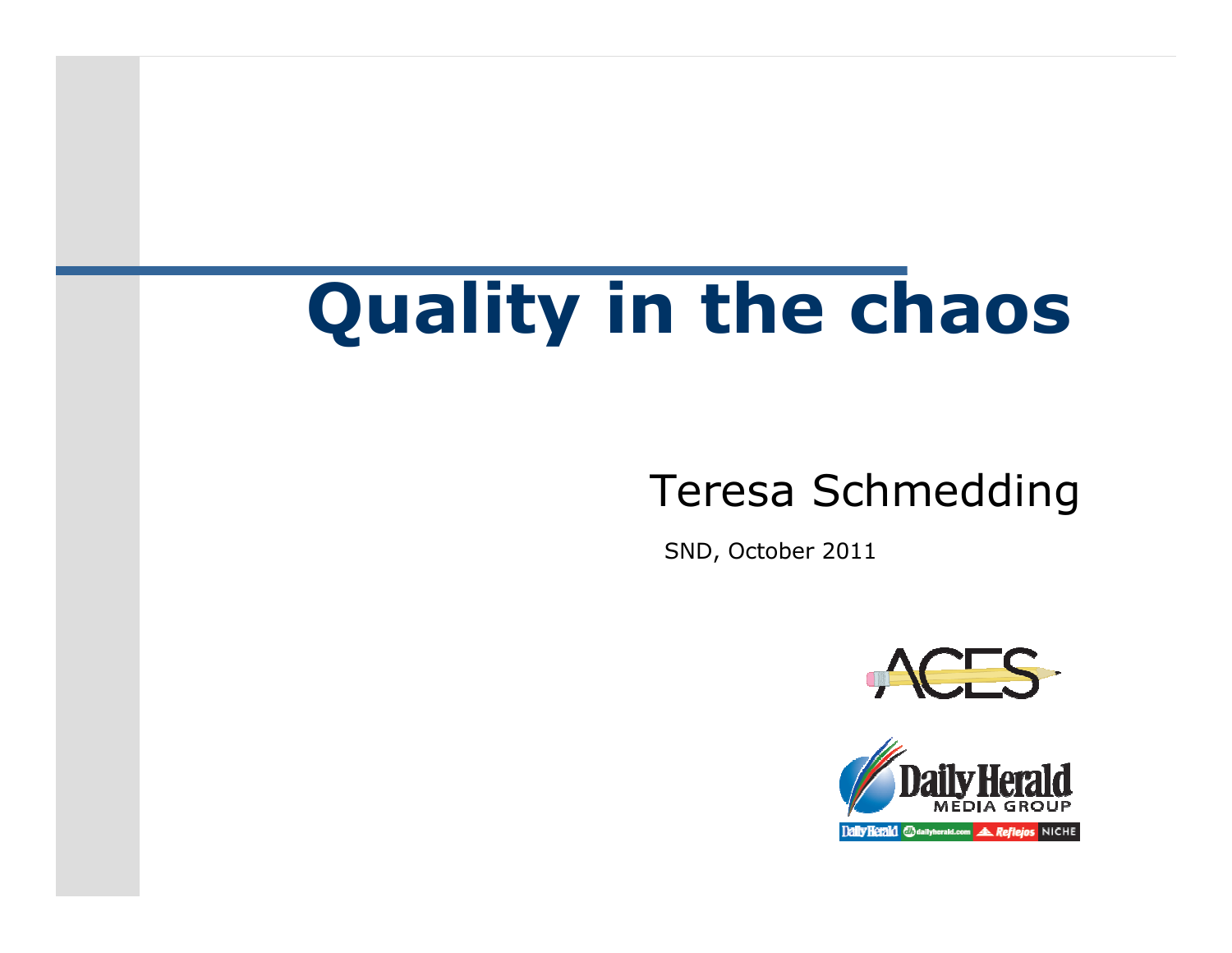# Quality in the chaos

Teresa Schmedding

SND, October 2011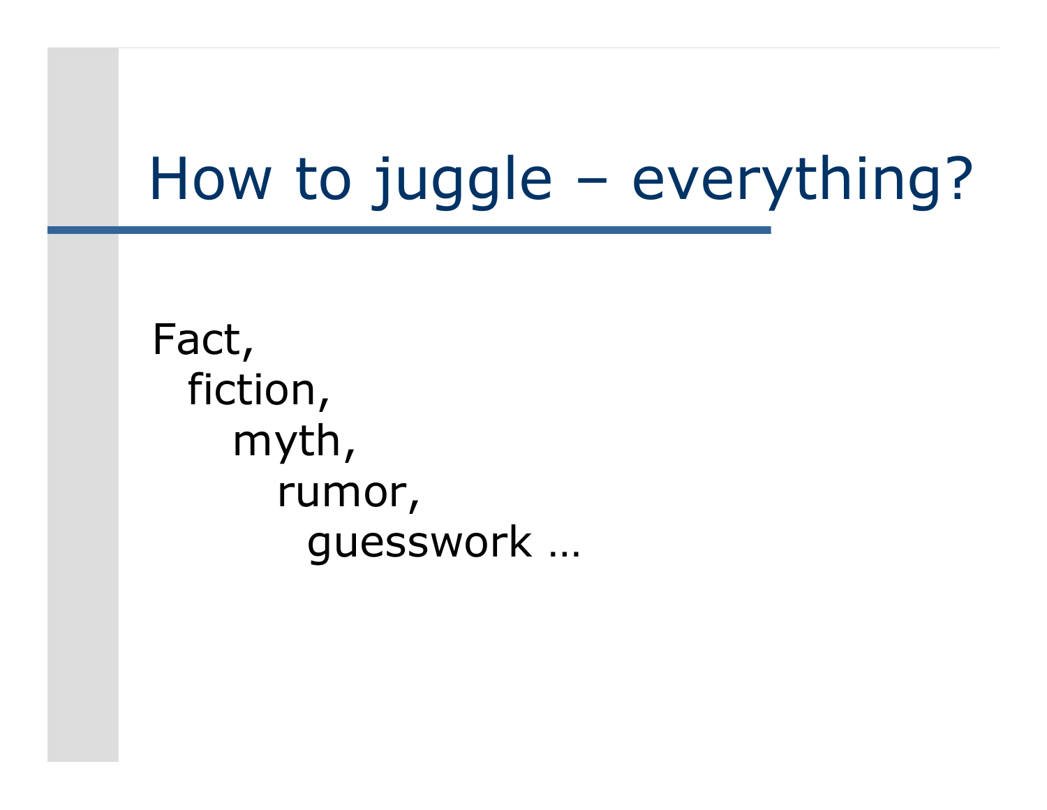# How to juggle – everything?

Fact,
fiction,
myth,
rumor,
guesswork …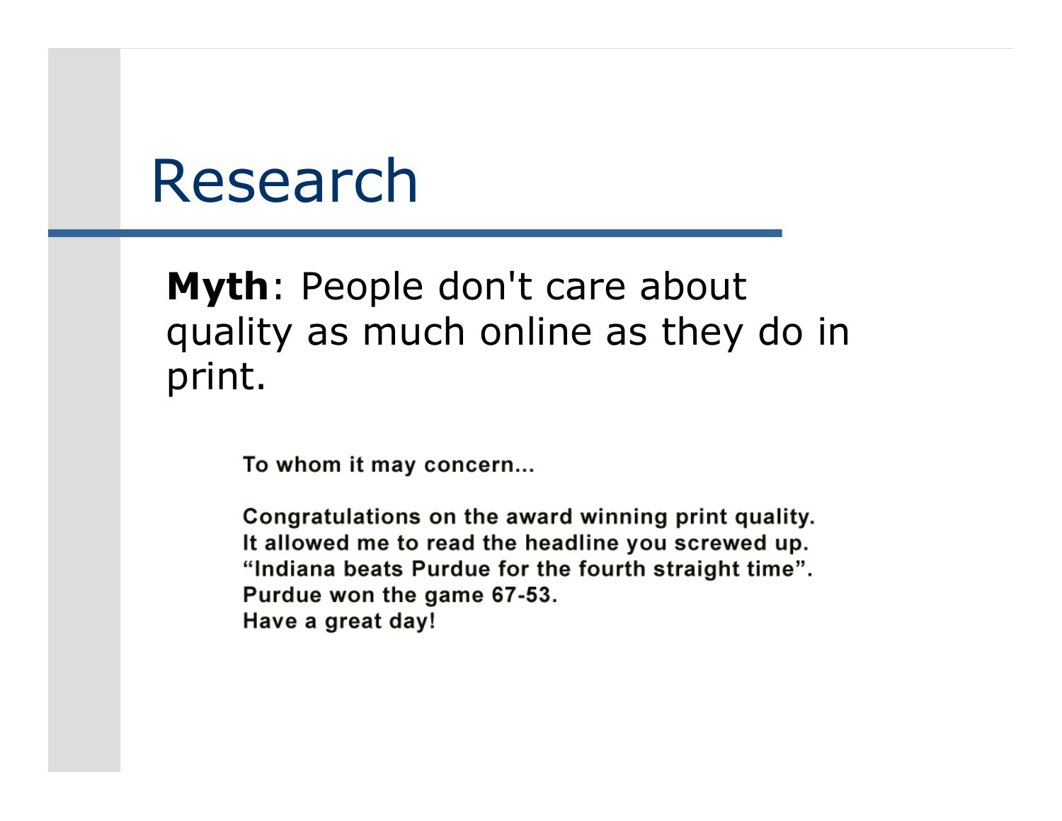# Research

**Myth**: People don't care about quality as much online as they do in print.

To whom it may concern...

Congratulations on the award winning print quality.
It allowed me to read the headline you screwed up.
"Indiana beats Purdue for the fourth straight time".
Purdue won the game 67-53.
Have a great day!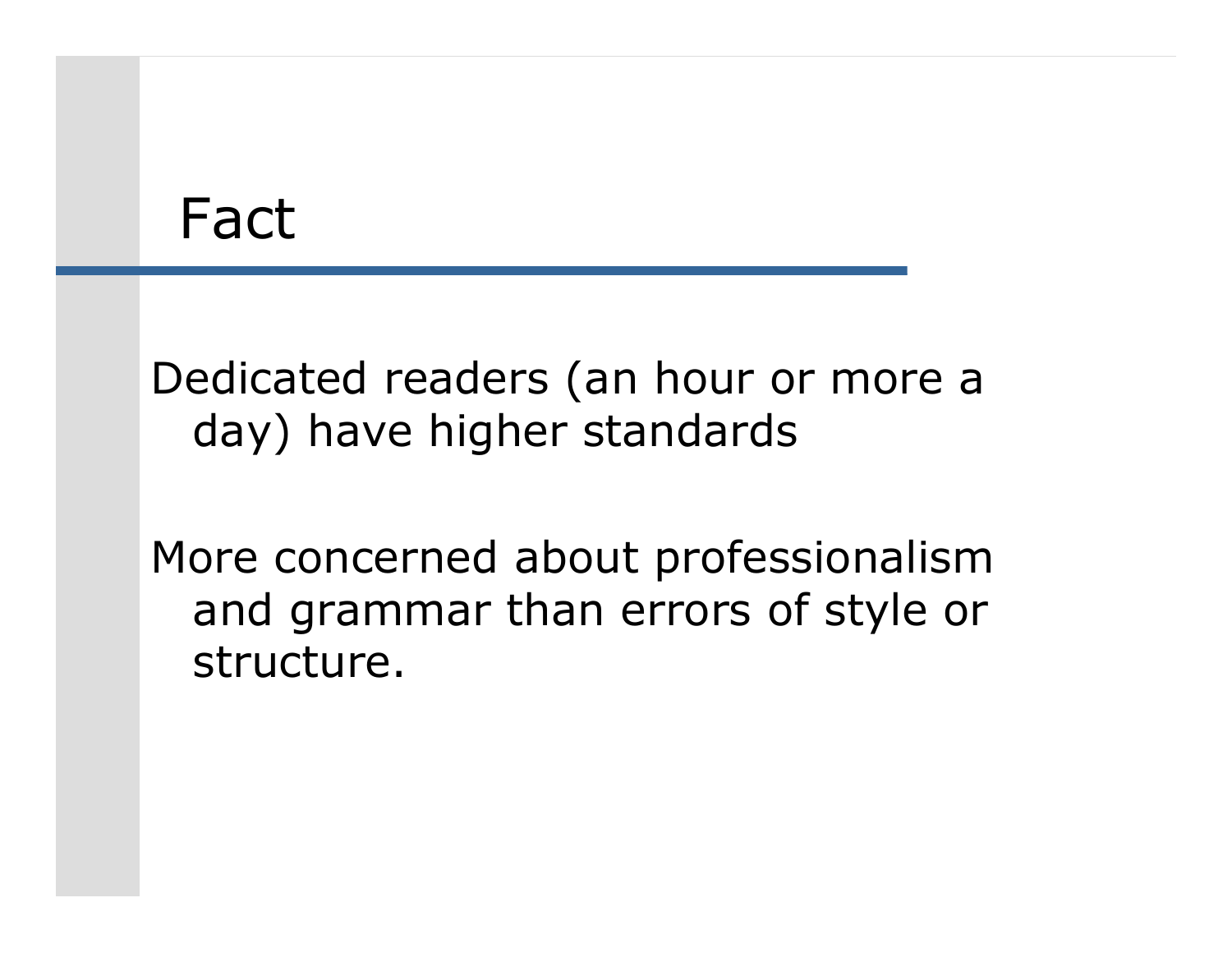# Fact

Dedicated readers (an hour or more a day) have higher standards

More concerned about professionalism and grammar than errors of style or structure.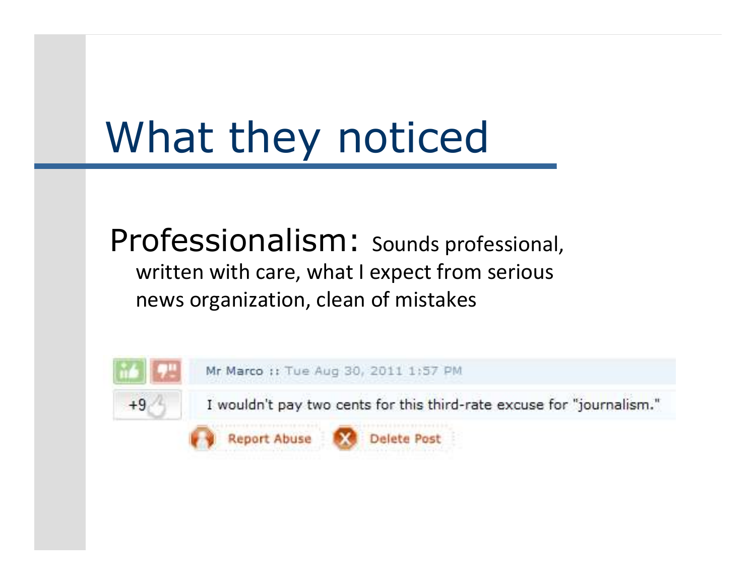# What they noticed

Professionalism: Sounds professional, written with care, what I expect from serious news organization, clean of mistakes

Mr Marco :: Tue Aug 30, 2011 1:57 PM

+9

I wouldn't pay two cents for this third-rate excuse for "journalism."

Report Abuse   Delete Post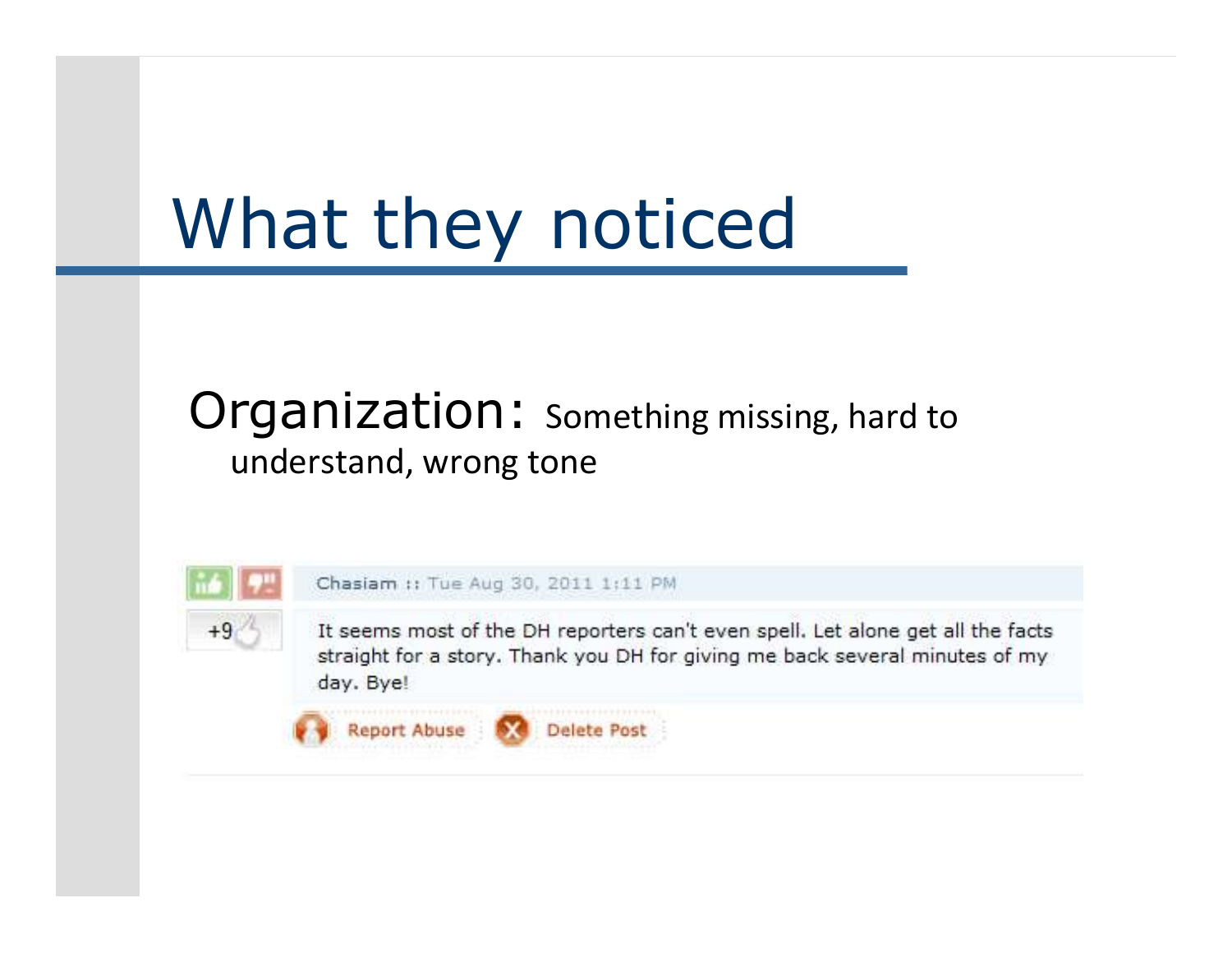# What they noticed

Organization: Something missing, hard to understand, wrong tone

Chasiam :: Tue Aug 30, 2011 1:11 PM

+9

It seems most of the DH reporters can't even spell. Let alone get all the facts straight for a story. Thank you DH for giving me back several minutes of my day. Bye!

Report Abuse    Delete Post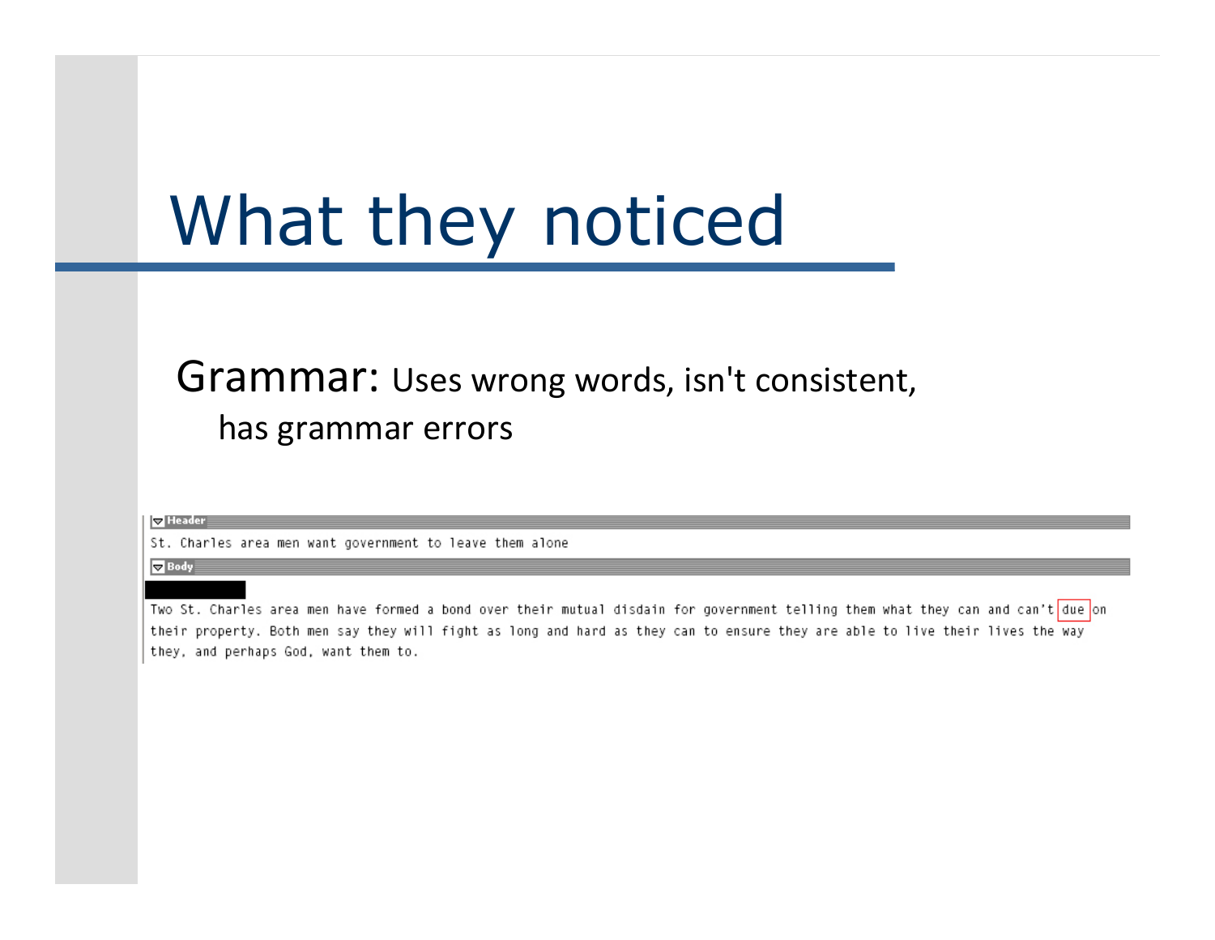# What they noticed

Grammar: Uses wrong words, isn't consistent, has grammar errors

**Header**

St. Charles area men want government to leave them alone

**Body**

Two St. Charles area men have formed a bond over their mutual disdain for government telling them what they can and can't due on their property. Both men say they will fight as long and hard as they can to ensure they are able to live their lives the way they, and perhaps God, want them to.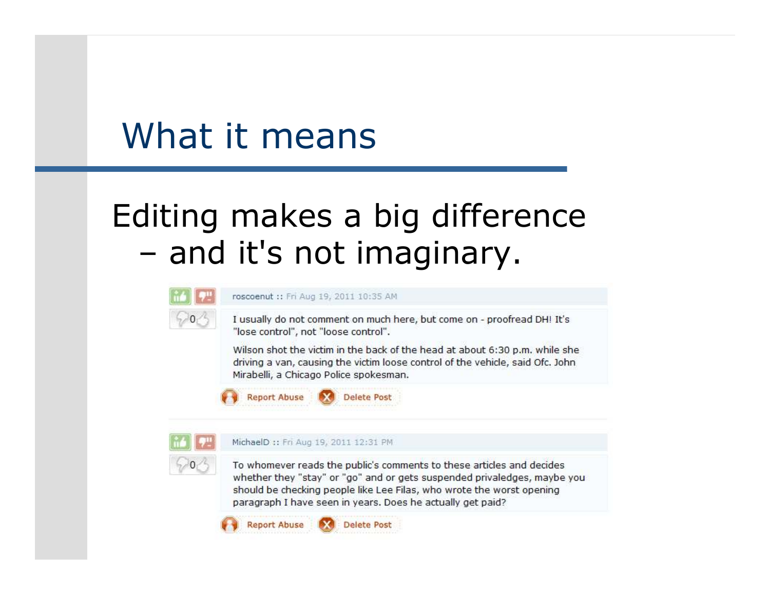# What it means

Editing makes a big difference – and it's not imaginary.

roscoenut :: Fri Aug 19, 2011 10:35 AM

I usually do not comment on much here, but come on - proofread DH! It's "lose control", not "loose control".

Wilson shot the victim in the back of the head at about 6:30 p.m. while she driving a van, causing the victim loose control of the vehicle, said Ofc. John Mirabelli, a Chicago Police spokesman.

Report Abuse Delete Post

MichaelD :: Fri Aug 19, 2011 12:31 PM

To whomever reads the public's comments to these articles and decides whether they "stay" or "go" and or gets suspended privaledges, maybe you should be checking people like Lee Filas, who wrote the worst opening paragraph I have seen in years. Does he actually get paid?

Report Abuse Delete Post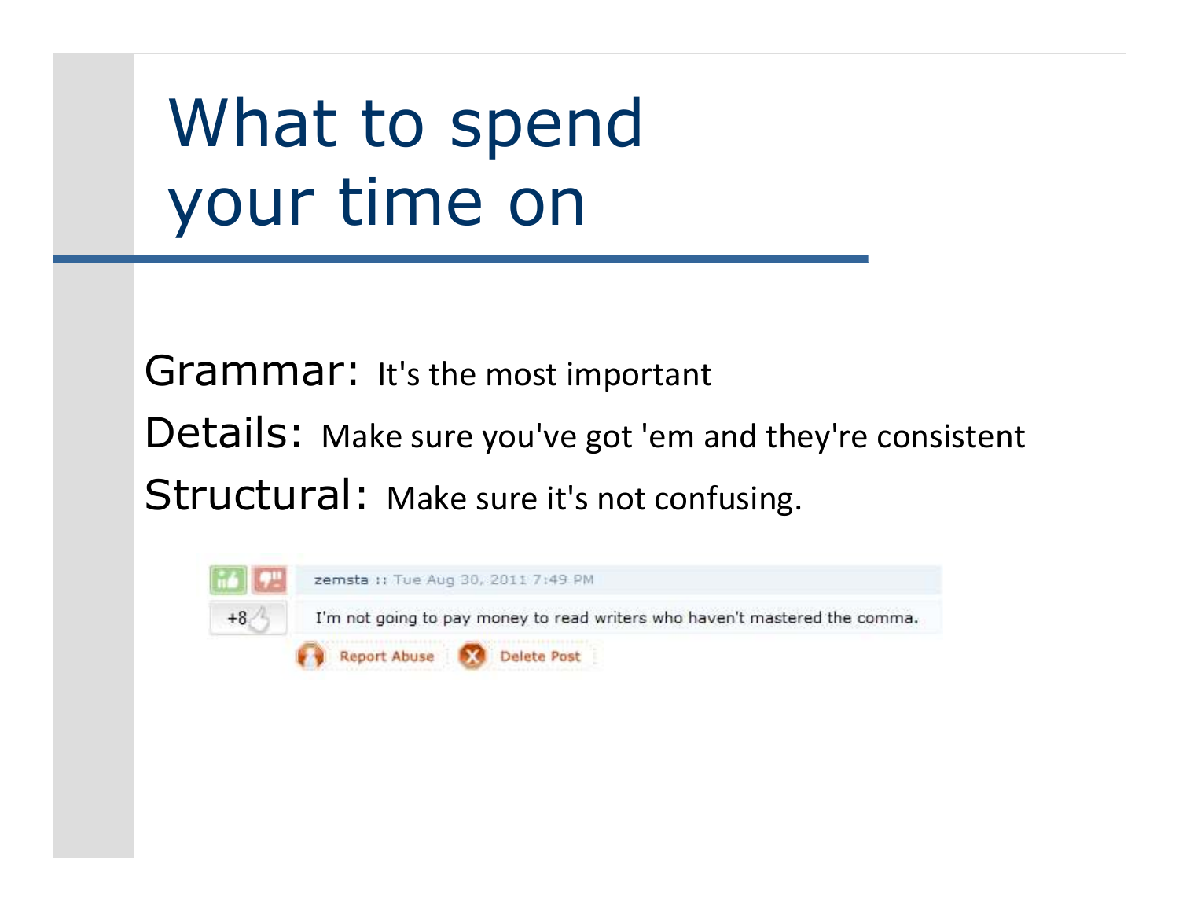# What to spend your time on

Grammar: It's the most important

Details: Make sure you've got 'em and they're consistent

Structural: Make sure it's not confusing.

zemsta :: Tue Aug 30, 2011 7:49 PM

+8

I'm not going to pay money to read writers who haven't mastered the comma.

Report Abuse Delete Post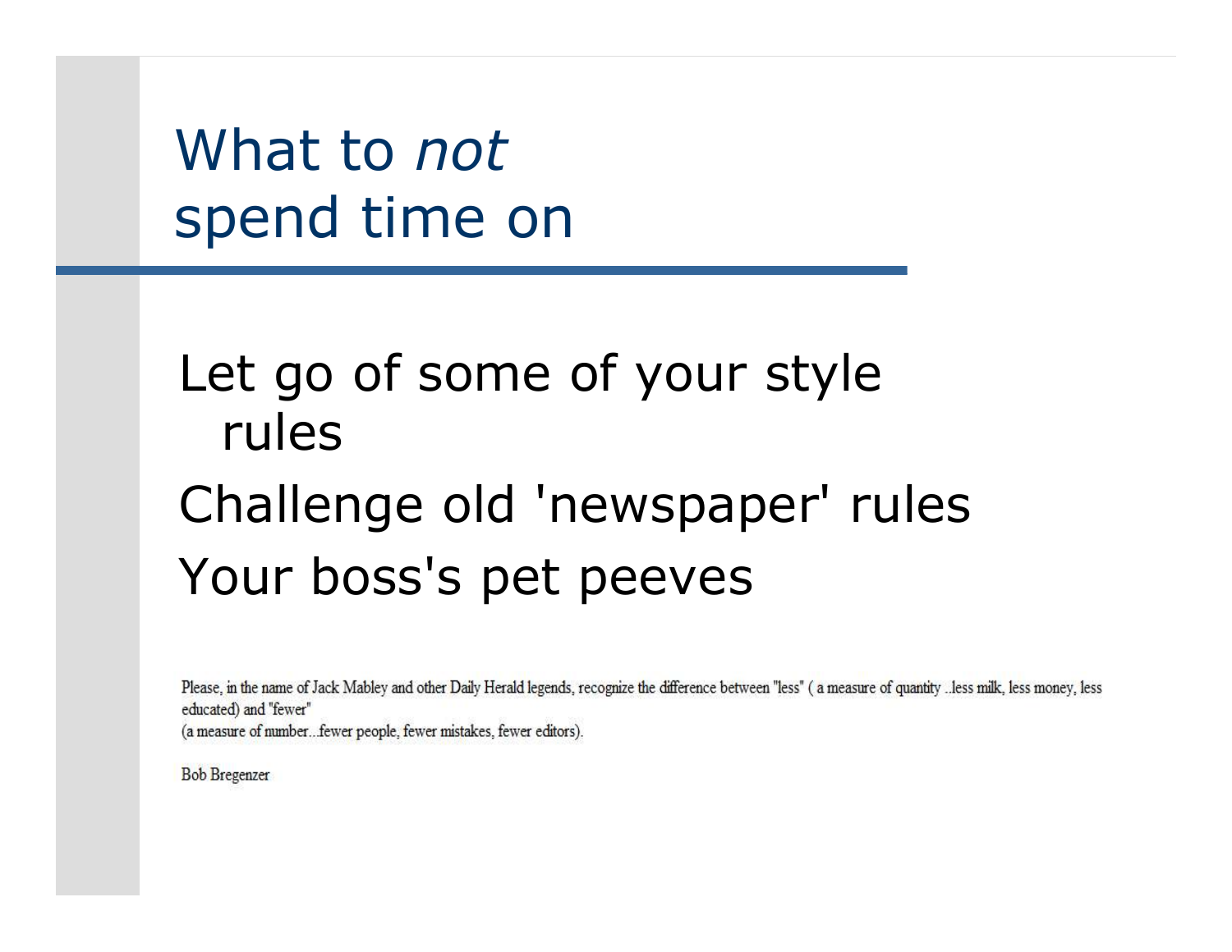# What to *not* spend time on

Let go of some of your style rules

Challenge old 'newspaper' rules

Your boss's pet peeves

Please, in the name of Jack Mabley and other Daily Herald legends, recognize the difference between "less" ( a measure of quantity ..less milk, less money, less educated) and "fewer"
(a measure of number...fewer people, fewer mistakes, fewer editors).

Bob Bregenzer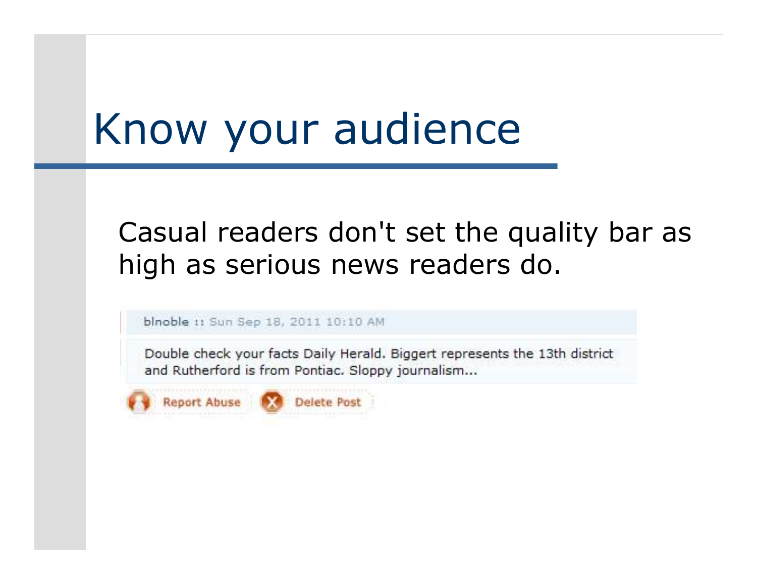# Know your audience

Casual readers don't set the quality bar as high as serious news readers do.

blnoble :: Sun Sep 18, 2011 10:10 AM

Double check your facts Daily Herald. Biggert represents the 13th district and Rutherford is from Pontiac. Sloppy journalism...

Report Abuse  Delete Post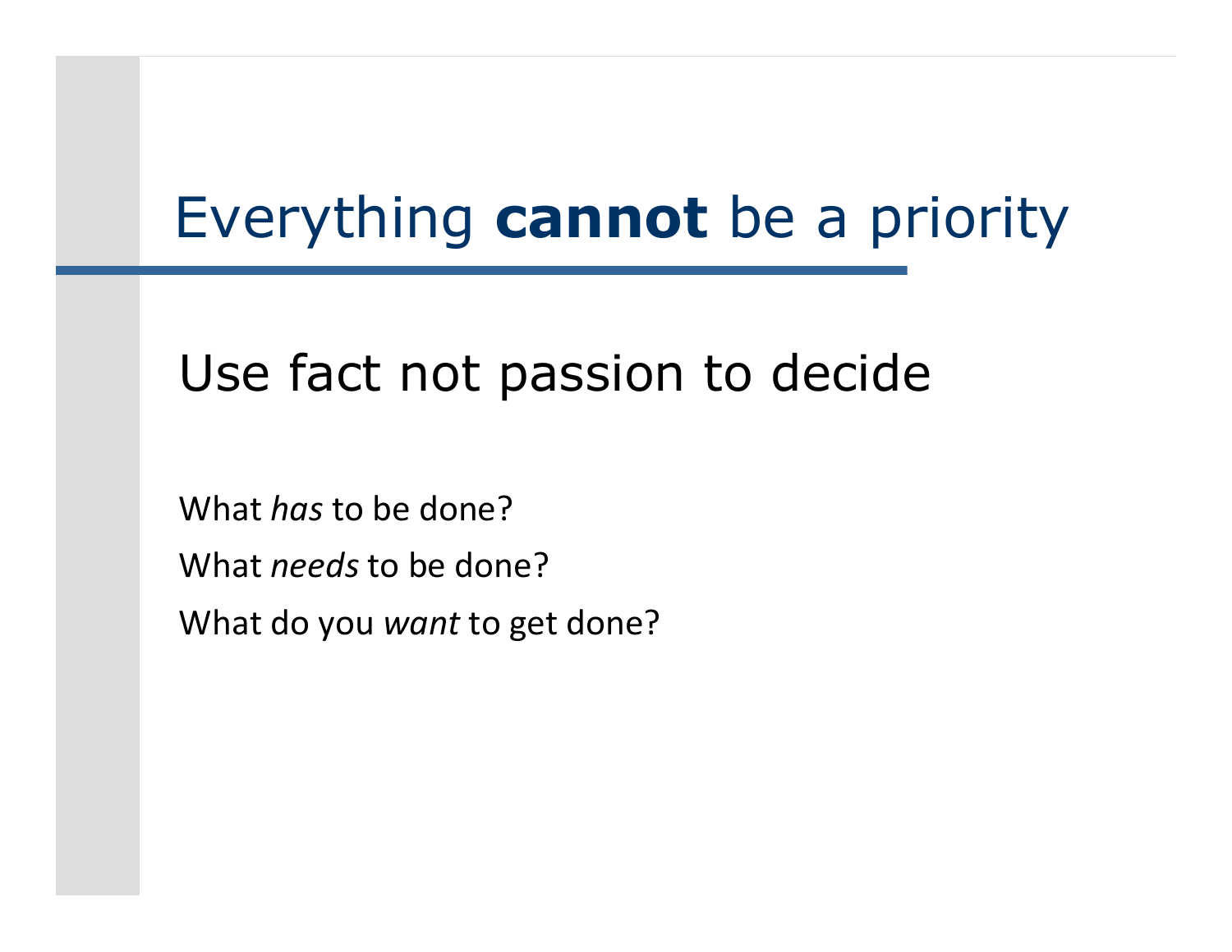# Everything **cannot** be a priority

## Use fact not passion to decide

What *has* to be done?

What *needs* to be done?

What do you *want* to get done?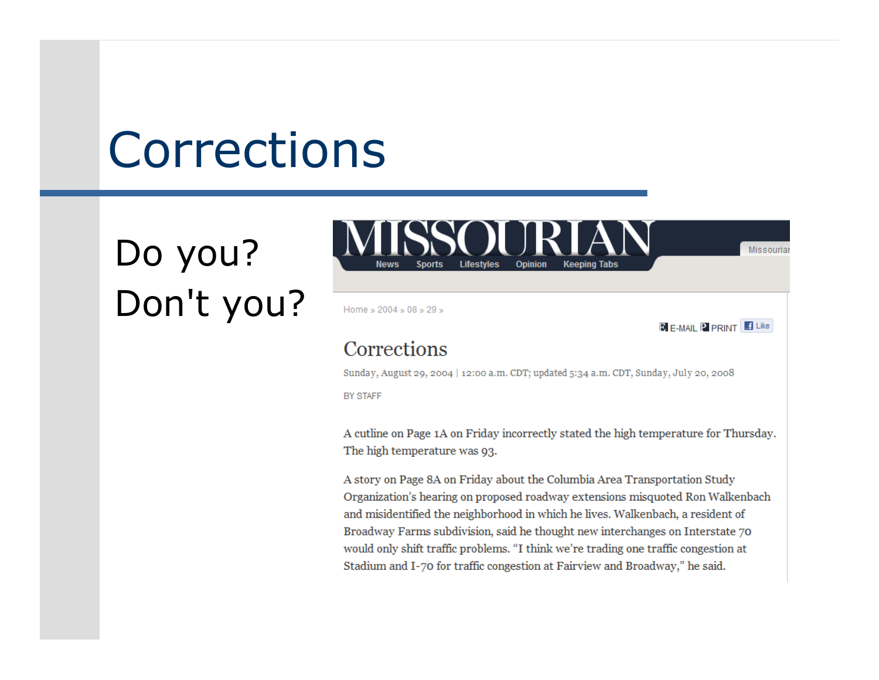# Corrections

Do you?

Don't you?

MISSOURIAN

News Sports Lifestyles Opinion Keeping Tabs

Home » 2004 » 08 » 29 »

E-MAIL PRINT Like

## Corrections

Sunday, August 29, 2004 | 12:00 a.m. CDT; updated 5:34 a.m. CDT, Sunday, July 20, 2008

BY STAFF

A cutline on Page 1A on Friday incorrectly stated the high temperature for Thursday. The high temperature was 93.

A story on Page 8A on Friday about the Columbia Area Transportation Study Organization's hearing on proposed roadway extensions misquoted Ron Walkenbach and misidentified the neighborhood in which he lives. Walkenbach, a resident of Broadway Farms subdivision, said he thought new interchanges on Interstate 70 would only shift traffic problems. "I think we're trading one traffic congestion at Stadium and I-70 for traffic congestion at Fairview and Broadway," he said.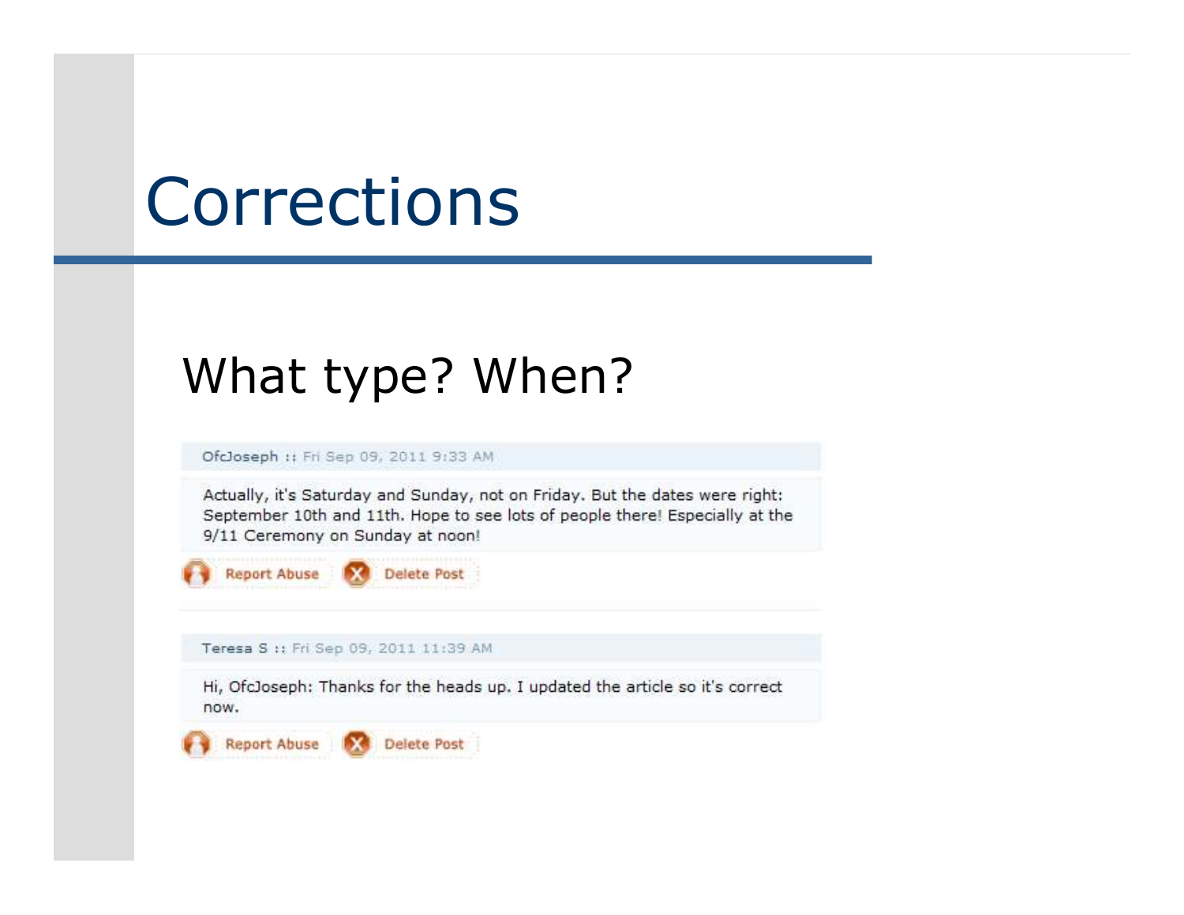# Corrections

## What type? When?

OfcJoseph :: Fri Sep 09, 2011 9:33 AM

Actually, it's Saturday and Sunday, not on Friday. But the dates were right: September 10th and 11th. Hope to see lots of people there! Especially at the 9/11 Ceremony on Sunday at noon!

Report Abuse    Delete Post

Teresa S :: Fri Sep 09, 2011 11:39 AM

Hi, OfcJoseph: Thanks for the heads up. I updated the article so it's correct now.

Report Abuse    Delete Post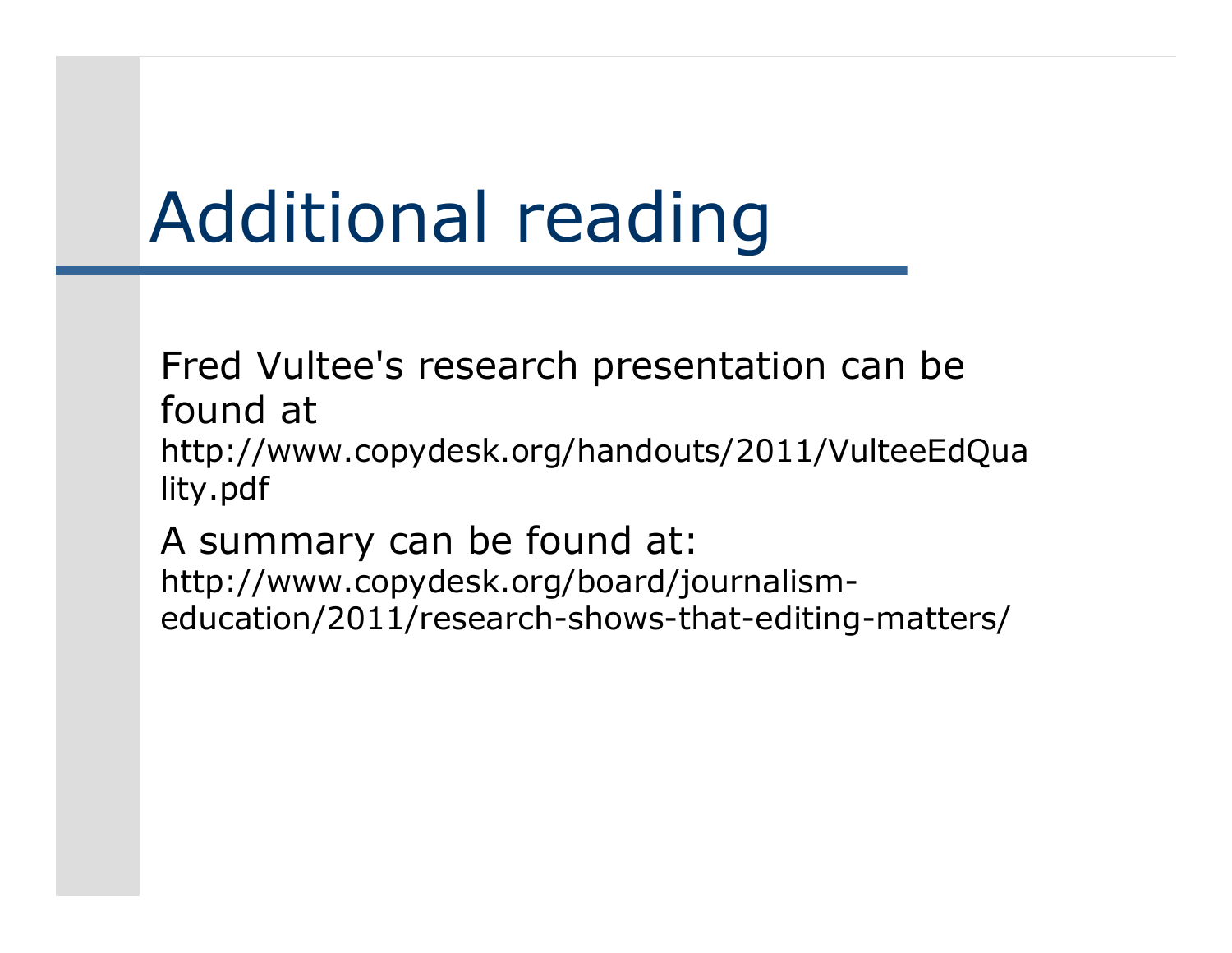# Additional reading

Fred Vultee's research presentation can be found at http://www.copydesk.org/handouts/2011/VulteeEdQuality.pdf

A summary can be found at: http://www.copydesk.org/board/journalism-education/2011/research-shows-that-editing-matters/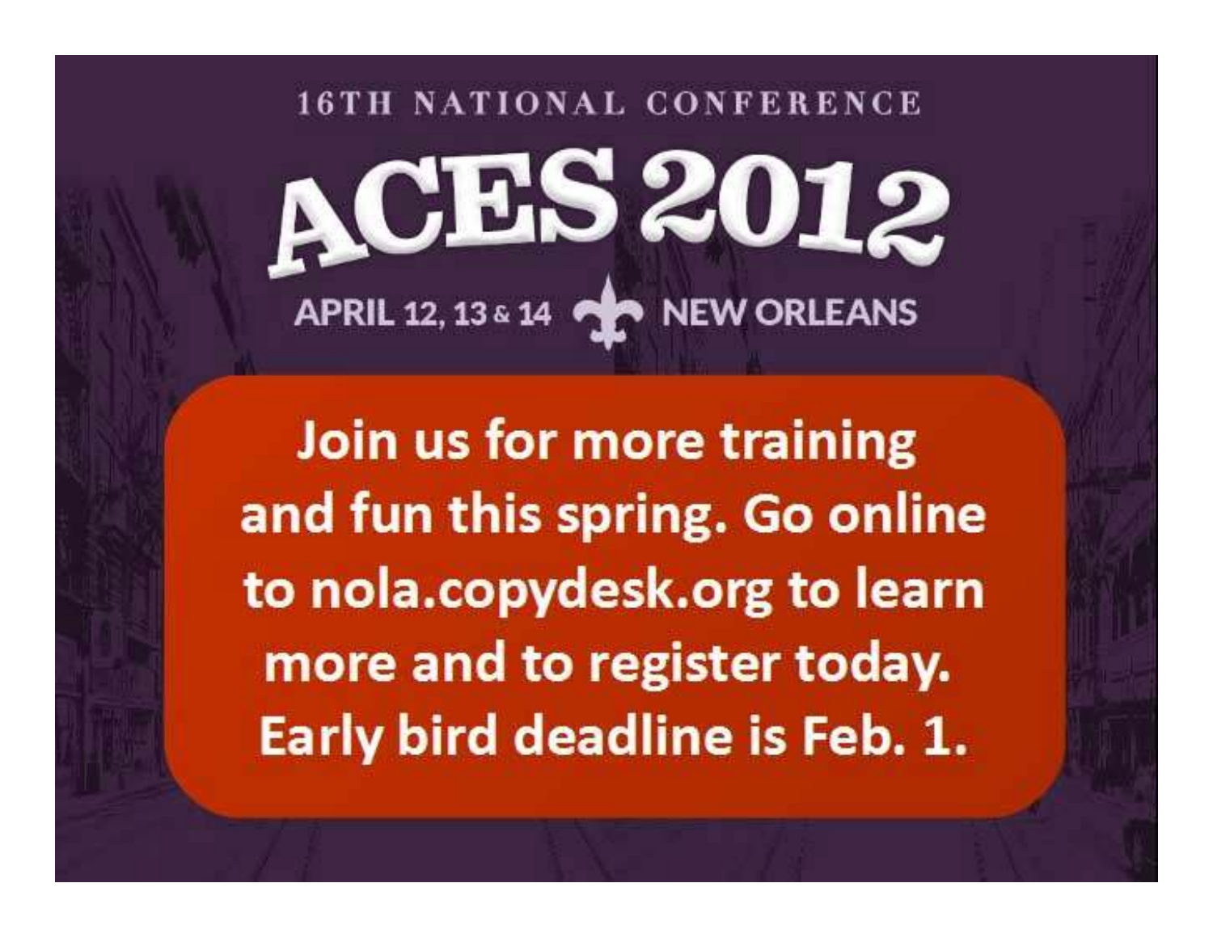16TH NATIONAL CONFERENCE

# ACES 2012

APRIL 12, 13 & 14 NEW ORLEANS

**Join us for more training and fun this spring. Go online to nola.copydesk.org to learn more and to register today. Early bird deadline is Feb. 1.**